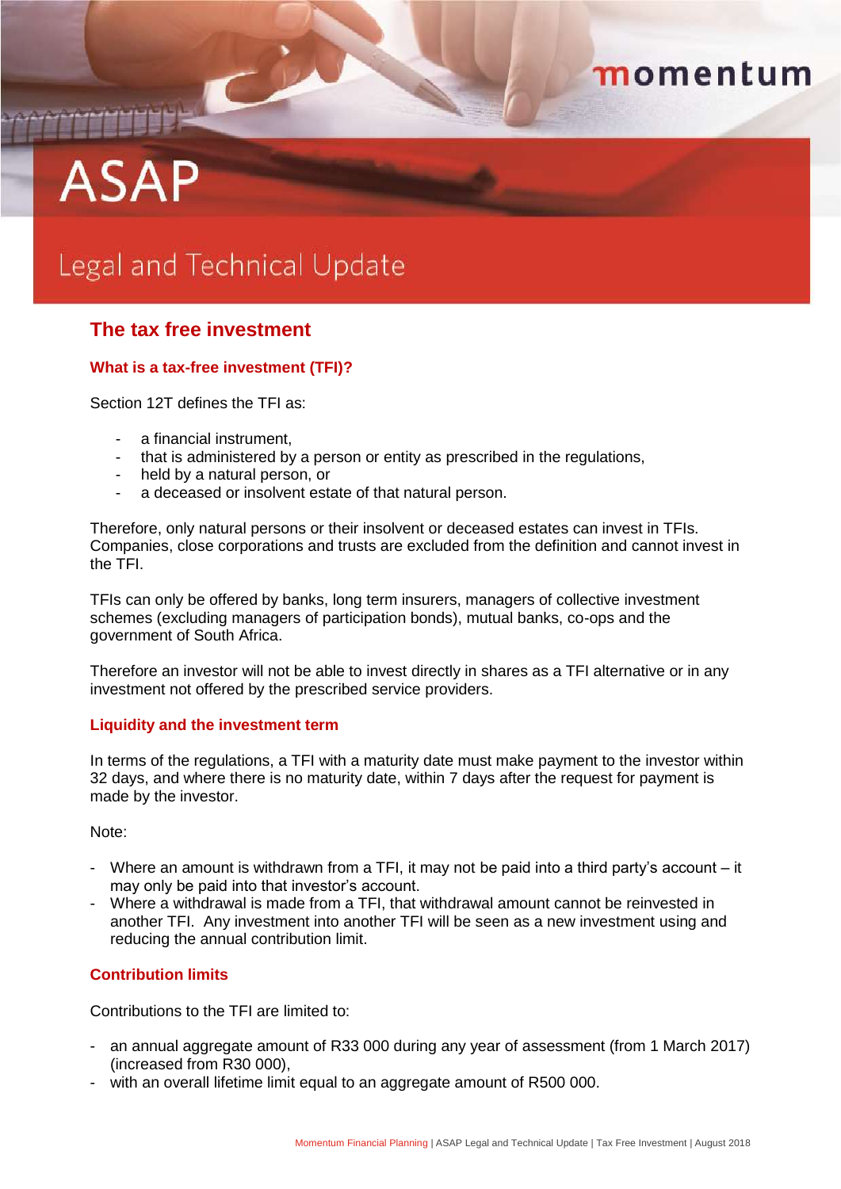# ASAP

## Legal and Technical Update

## The tax free investment

### What is a tax-free investment (TFI)?

Section 12T defines the TFI as:

- a financial instrument,
- that is administered by a person or entity as prescribed in the regulations,
- held by a natural person, or
- a deceased or insolvent estate of that natural person.

Therefore, only natural persons or their insolvent or deceased estates can invest in TFIs. Companies, close corporations and trusts are excluded from the definition and cannot invest in the TFI.

TFIs can only be offered by banks, long term insurers, managers of collective investment schemes (excluding managers of participation bonds), mutual banks, co-ops and the government of South Africa.

Therefore an investor will not be able to invest directly in shares as a TFI alternative or in any investment not offered by the prescribed service providers.

### Liquidity and the investment term

In terms of the regulations, a TFI with a maturity date must make payment to the investor within 32 days, and where there is no maturity date, within 7 days after the request for payment is made by the investor.

Note:

- Where an amount is withdrawn from a TFI, it may not be paid into a third party's account – it may only be paid into that investor's account.
- Where a withdrawal is made from a TFI, that withdrawal amount cannot be reinvested in another TFI. Any investment into another TFI will be seen as a new investment using and reducing the annual contribution limit.

### Contribution limits

Contributions to the TFI are limited to:

- an annual aggregate amount of R33 000 during any year of assessment (from 1 March 2017) (increased from R30 000),
- with an overall lifetime limit equal to an aggregate amount of R500 000.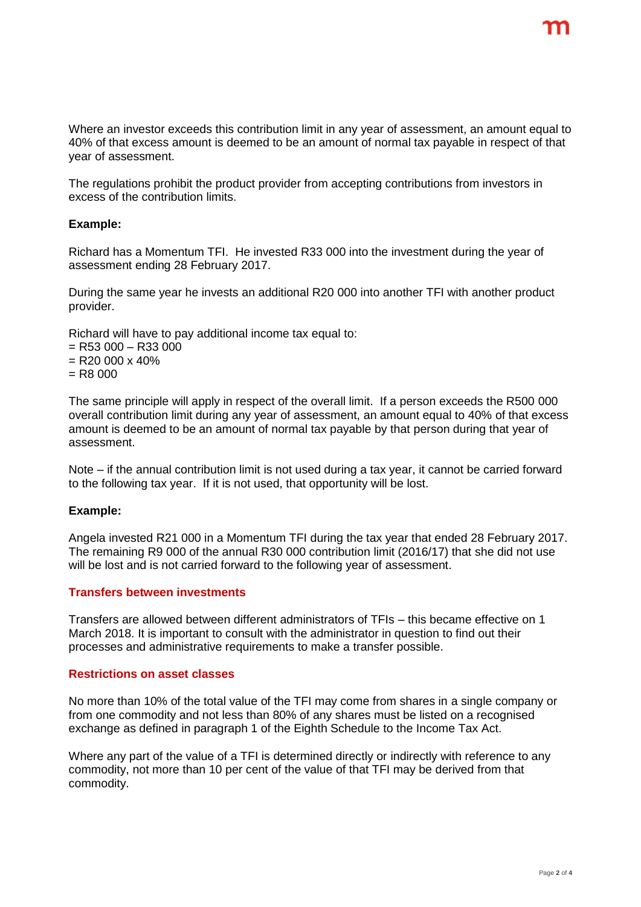Where an investor exceeds this contribution limit in any year of assessment, an amount equal to 40% of that excess amount is deemed to be an amount of normal tax payable in respect of that year of assessment.

The regulations prohibit the product provider from accepting contributions from investors in excess of the contribution limits.

**Example:**

Richard has a Momentum TFI. He invested R33 000 into the investment during the year of assessment ending 28 February 2017.

During the same year he invests an additional R20 000 into another TFI with another product provider.

Richard will have to pay additional income tax equal to:
= R53 000 – R33 000
= R20 000 x 40%
= R8 000

The same principle will apply in respect of the overall limit. If a person exceeds the R500 000 overall contribution limit during any year of assessment, an amount equal to 40% of that excess amount is deemed to be an amount of normal tax payable by that person during that year of assessment.

Note – if the annual contribution limit is not used during a tax year, it cannot be carried forward to the following tax year. If it is not used, that opportunity will be lost.

**Example:**

Angela invested R21 000 in a Momentum TFI during the tax year that ended 28 February 2017. The remaining R9 000 of the annual R30 000 contribution limit (2016/17) that she did not use will be lost and is not carried forward to the following year of assessment.

## Transfers between investments

Transfers are allowed between different administrators of TFIs – this became effective on 1 March 2018. It is important to consult with the administrator in question to find out their processes and administrative requirements to make a transfer possible.

## Restrictions on asset classes

No more than 10% of the total value of the TFI may come from shares in a single company or from one commodity and not less than 80% of any shares must be listed on a recognised exchange as defined in paragraph 1 of the Eighth Schedule to the Income Tax Act.

Where any part of the value of a TFI is determined directly or indirectly with reference to any commodity, not more than 10 per cent of the value of that TFI may be derived from that commodity.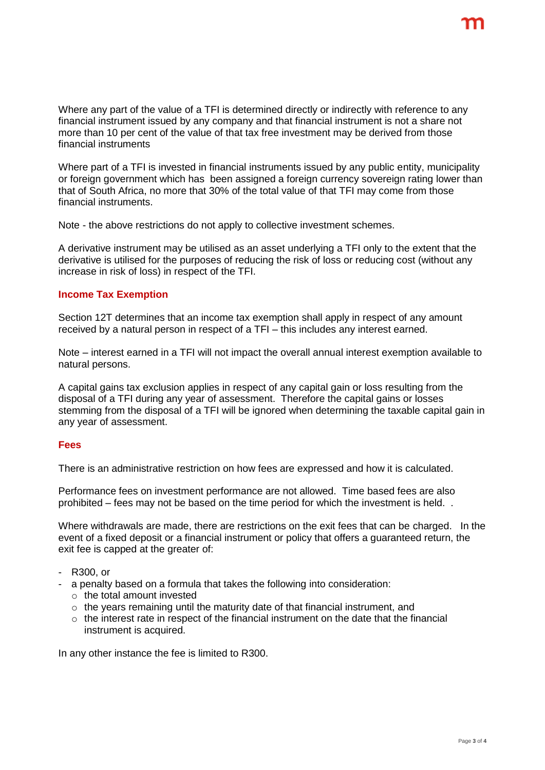Where any part of the value of a TFI is determined directly or indirectly with reference to any financial instrument issued by any company and that financial instrument is not a share not more than 10 per cent of the value of that tax free investment may be derived from those financial instruments

Where part of a TFI is invested in financial instruments issued by any public entity, municipality or foreign government which has been assigned a foreign currency sovereign rating lower than that of South Africa, no more that 30% of the total value of that TFI may come from those financial instruments.

Note - the above restrictions do not apply to collective investment schemes.

A derivative instrument may be utilised as an asset underlying a TFI only to the extent that the derivative is utilised for the purposes of reducing the risk of loss or reducing cost (without any increase in risk of loss) in respect of the TFI.

## Income Tax Exemption

Section 12T determines that an income tax exemption shall apply in respect of any amount received by a natural person in respect of a TFI – this includes any interest earned.

Note – interest earned in a TFI will not impact the overall annual interest exemption available to natural persons.

A capital gains tax exclusion applies in respect of any capital gain or loss resulting from the disposal of a TFI during any year of assessment. Therefore the capital gains or losses stemming from the disposal of a TFI will be ignored when determining the taxable capital gain in any year of assessment.

## Fees

There is an administrative restriction on how fees are expressed and how it is calculated.

Performance fees on investment performance are not allowed. Time based fees are also prohibited – fees may not be based on the time period for which the investment is held. .

Where withdrawals are made, there are restrictions on the exit fees that can be charged. In the event of a fixed deposit or a financial instrument or policy that offers a guaranteed return, the exit fee is capped at the greater of:

- R300, or
- a penalty based on a formula that takes the following into consideration:
  - the total amount invested
  - the years remaining until the maturity date of that financial instrument, and
  - the interest rate in respect of the financial instrument on the date that the financial instrument is acquired.

In any other instance the fee is limited to R300.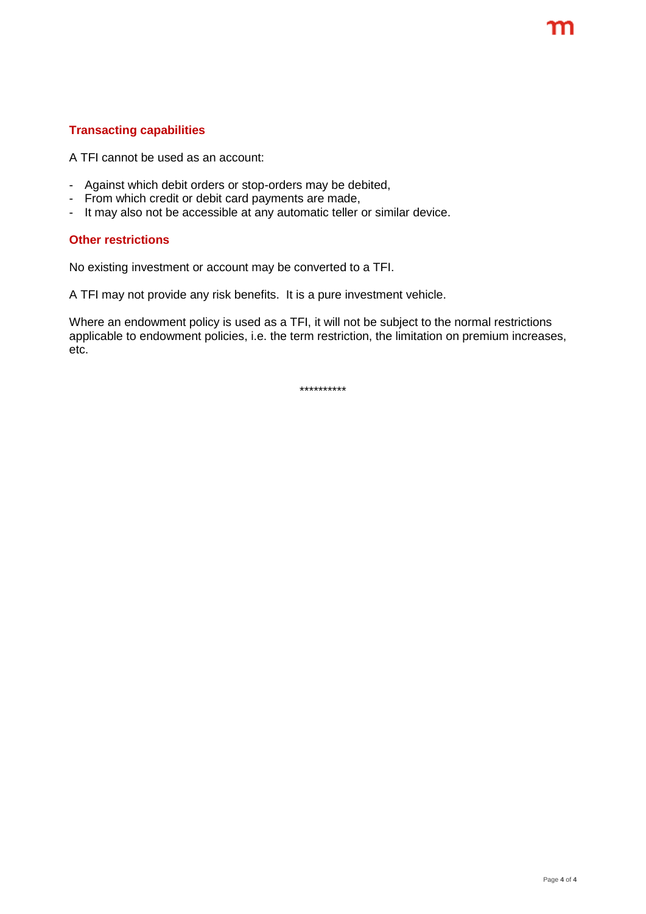## Transacting capabilities

A TFI cannot be used as an account:

- Against which debit orders or stop-orders may be debited,
- From which credit or debit card payments are made,
- It may also not be accessible at any automatic teller or similar device.

## Other restrictions

No existing investment or account may be converted to a TFI.

A TFI may not provide any risk benefits. It is a pure investment vehicle.

Where an endowment policy is used as a TFI, it will not be subject to the normal restrictions applicable to endowment policies, i.e. the term restriction, the limitation on premium increases, etc.

**********